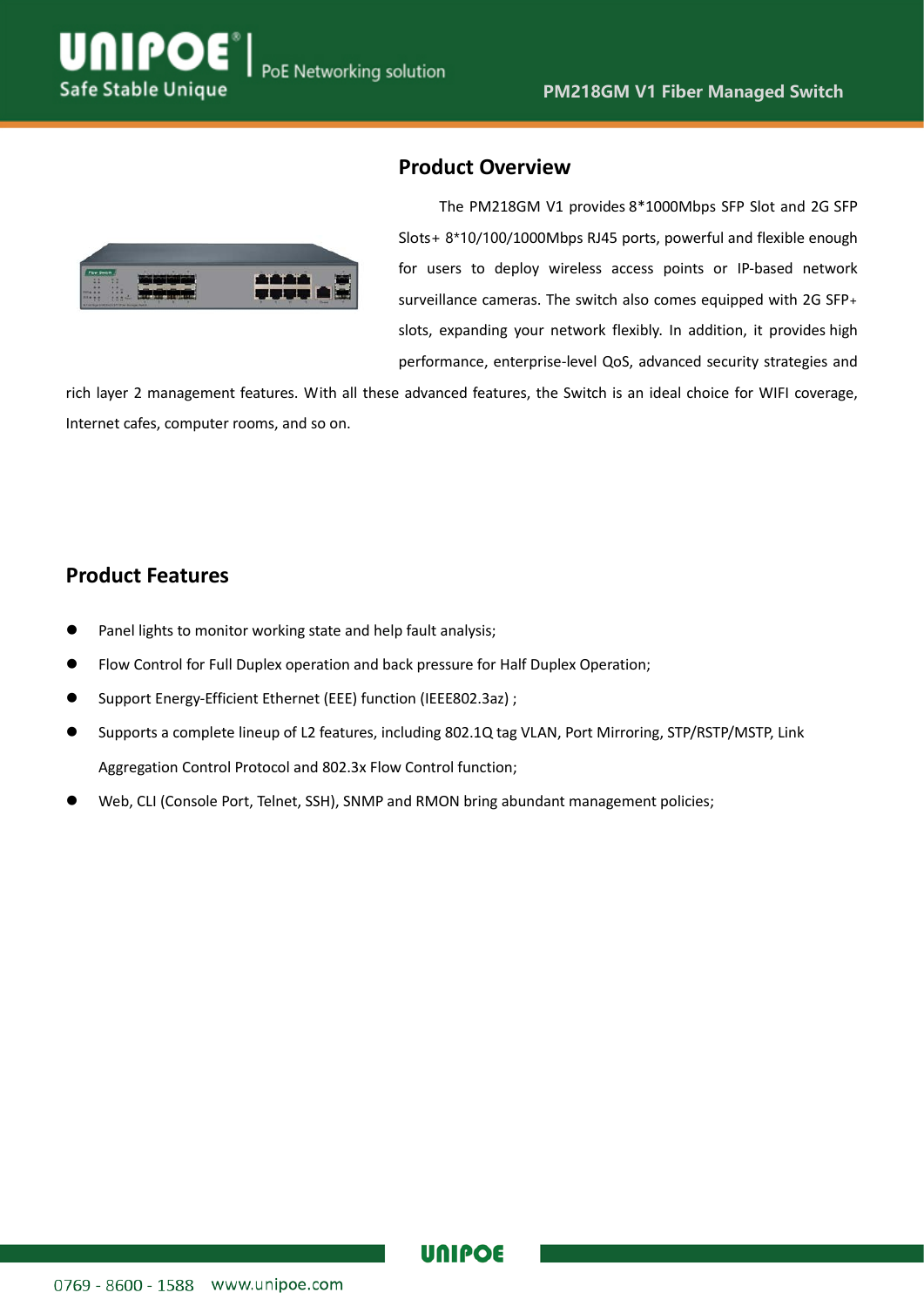## Product Overview

The PM218GM V1 provides 8*1000Mbps SFP Slot and 2G SFP Slots+ 8*10/100/1000Mbps RJ45 ports, powerful and flexible enough for users to deploy wireless access points or IP-based network surveillance cameras. The switch also comes equipped with 2G SFP+ slots, expanding your network flexibly. In addition, it provides high performance, enterprise-level QoS, advanced security strategies and rich layer 2 management features. With all these advanced features, the Switch is an ideal choice for WIFI coverage, Internet cafes, computer rooms, and so on.

## Product Features

- Panel lights to monitor working state and help fault analysis;
- Flow Control for Full Duplex operation and back pressure for Half Duplex Operation;
- Support Energy-Efficient Ethernet (EEE) function (IEEE802.3az) ;
- Supports a complete lineup of L2 features, including 802.1Q tag VLAN, Port Mirroring, STP/RSTP/MSTP, Link Aggregation Control Protocol and 802.3x Flow Control function;
- Web, CLI (Console Port, Telnet, SSH), SNMP and RMON bring abundant management policies;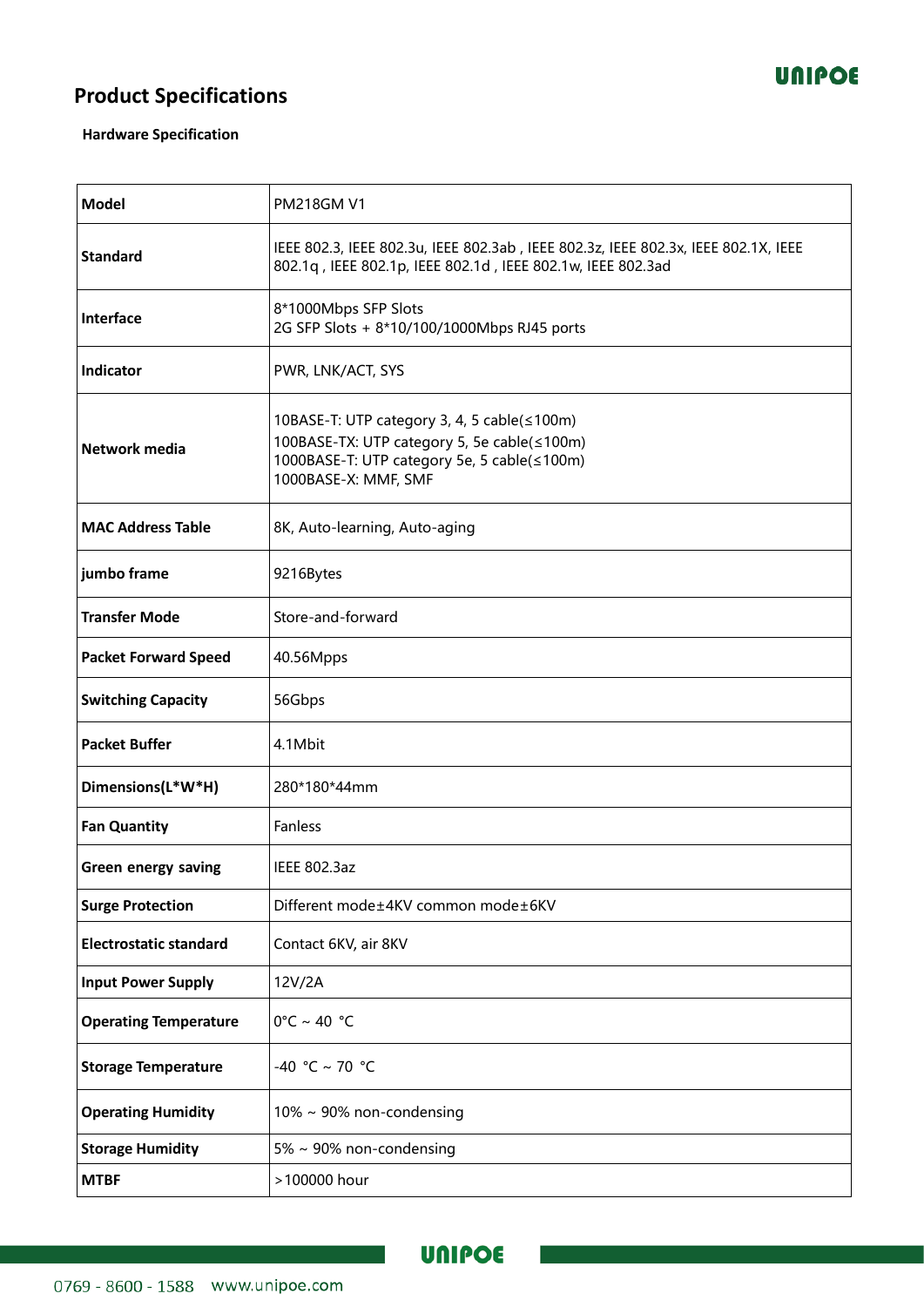# Product Specifications

**Hardware Specification**

| | |
|---|---|
| **Model** | PM218GM V1 |
| **Standard** | IEEE 802.3, IEEE 802.3u, IEEE 802.3ab , IEEE 802.3z, IEEE 802.3x, IEEE 802.1X, IEEE 802.1q , IEEE 802.1p, IEEE 802.1d , IEEE 802.1w, IEEE 802.3ad |
| **Interface** | 8*1000Mbps SFP Slots<br>2G SFP Slots + 8*10/100/1000Mbps RJ45 ports |
| **Indicator** | PWR, LNK/ACT, SYS |
| **Network media** | 10BASE-T: UTP category 3, 4, 5 cable(≤100m)<br>100BASE-TX: UTP category 5, 5e cable(≤100m)<br>1000BASE-T: UTP category 5e, 5 cable(≤100m)<br>1000BASE-X: MMF, SMF |
| **MAC Address Table** | 8K, Auto-learning, Auto-aging |
| **jumbo frame** | 9216Bytes |
| **Transfer Mode** | Store-and-forward |
| **Packet Forward Speed** | 40.56Mpps |
| **Switching Capacity** | 56Gbps |
| **Packet Buffer** | 4.1Mbit |
| **Dimensions(L*W*H)** | 280*180*44mm |
| **Fan Quantity** | Fanless |
| **Green energy saving** | IEEE 802.3az |
| **Surge Protection** | Different mode±4KV common mode±6KV |
| **Electrostatic standard** | Contact 6KV, air 8KV |
| **Input Power Supply** | 12V/2A |
| **Operating Temperature** | 0°C ~ 40 °C |
| **Storage Temperature** | -40 °C ~ 70 °C |
| **Operating Humidity** | 10% ~ 90% non-condensing |
| **Storage Humidity** | 5% ~ 90% non-condensing |
| **MTBF** | >100000 hour |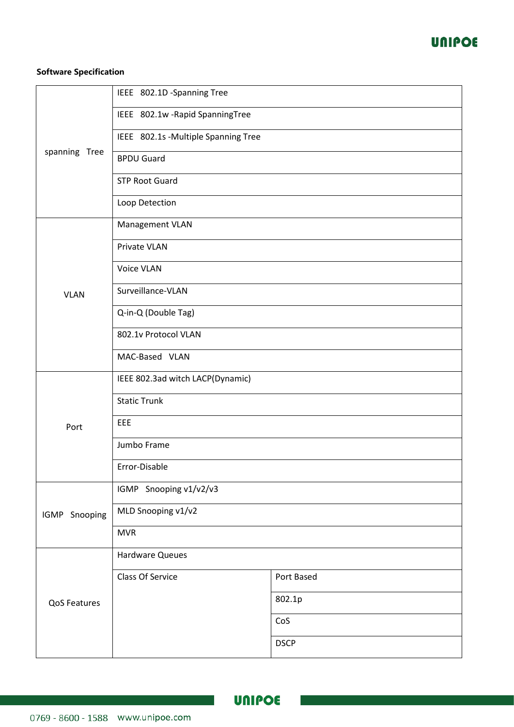**Software Specification**

| | | |
|---|---|---|
| spanning Tree | IEEE 802.1D -Spanning Tree | |
| | IEEE 802.1w -Rapid SpanningTree | |
| | IEEE 802.1s -Multiple Spanning Tree | |
| | BPDU Guard | |
| | STP Root Guard | |
| | Loop Detection | |
| VLAN | Management VLAN | |
| | Private VLAN | |
| | Voice VLAN | |
| | Surveillance-VLAN | |
| | Q-in-Q (Double Tag) | |
| | 802.1v Protocol VLAN | |
| | MAC-Based VLAN | |
| Port | IEEE 802.3ad witch LACP(Dynamic) | |
| | Static Trunk | |
| | EEE | |
| | Jumbo Frame | |
| | Error-Disable | |
| IGMP Snooping | IGMP Snooping v1/v2/v3 | |
| | MLD Snooping v1/v2 | |
| | MVR | |
| QoS Features | Hardware Queues | |
| | Class Of Service | Port Based |
| | | 802.1p |
| | | CoS |
| | | DSCP |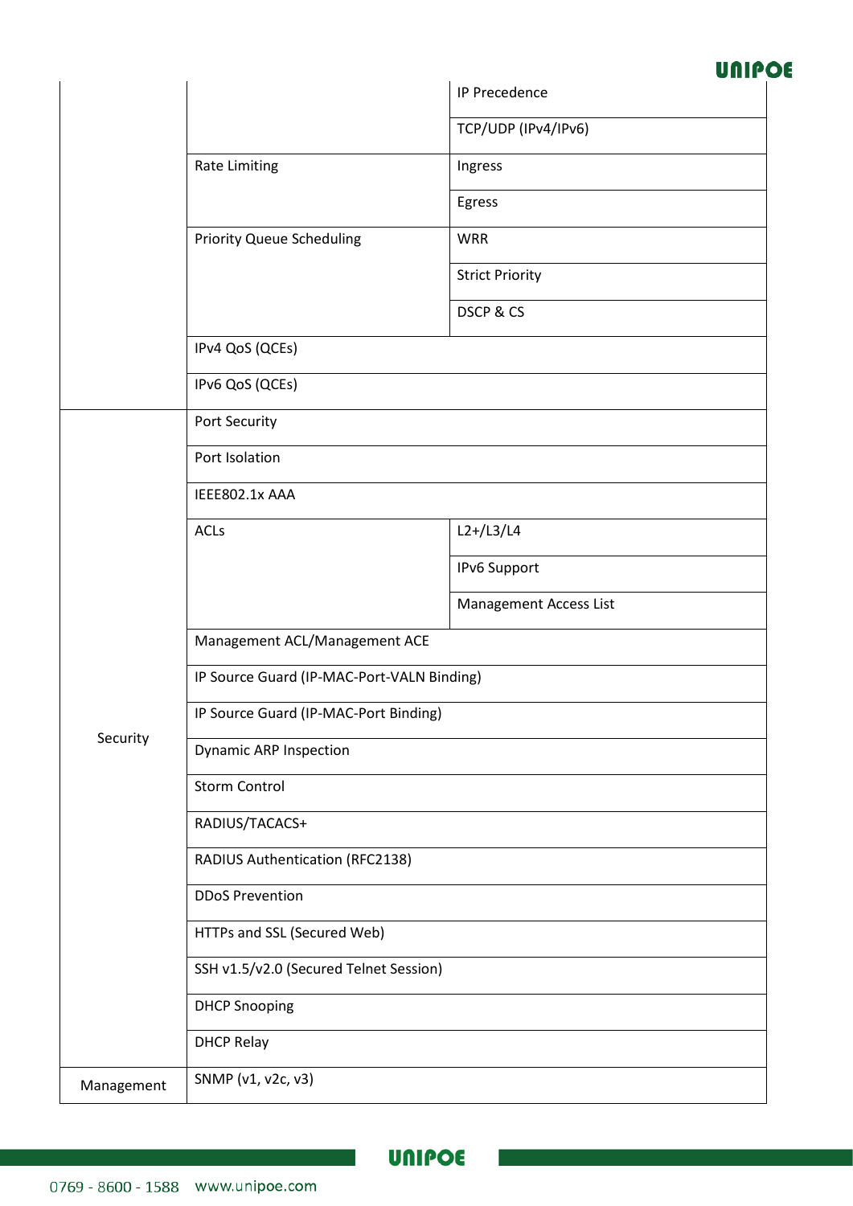| | | |
|---|---|---|
| | | IP Precedence |
| | | TCP/UDP (IPv4/IPv6) |
| | Rate Limiting | Ingress |
| | | Egress |
| | Priority Queue Scheduling | WRR |
| | | Strict Priority |
| | | DSCP & CS |
| | IPv4 QoS (QCEs) | |
| | IPv6 QoS (QCEs) | |
| Security | Port Security | |
| | Port Isolation | |
| | IEEE802.1x AAA | |
| | ACLs | L2+/L3/L4 |
| | | IPv6 Support |
| | | Management Access List |
| | Management ACL/Management ACE | |
| | IP Source Guard (IP-MAC-Port-VALN Binding) | |
| | IP Source Guard (IP-MAC-Port Binding) | |
| | Dynamic ARP Inspection | |
| | Storm Control | |
| | RADIUS/TACACS+ | |
| | RADIUS Authentication (RFC2138) | |
| | DDoS Prevention | |
| | HTTPs and SSL (Secured Web) | |
| | SSH v1.5/v2.0 (Secured Telnet Session) | |
| | DHCP Snooping | |
| | DHCP Relay | |
| Management | SNMP (v1, v2c, v3) | |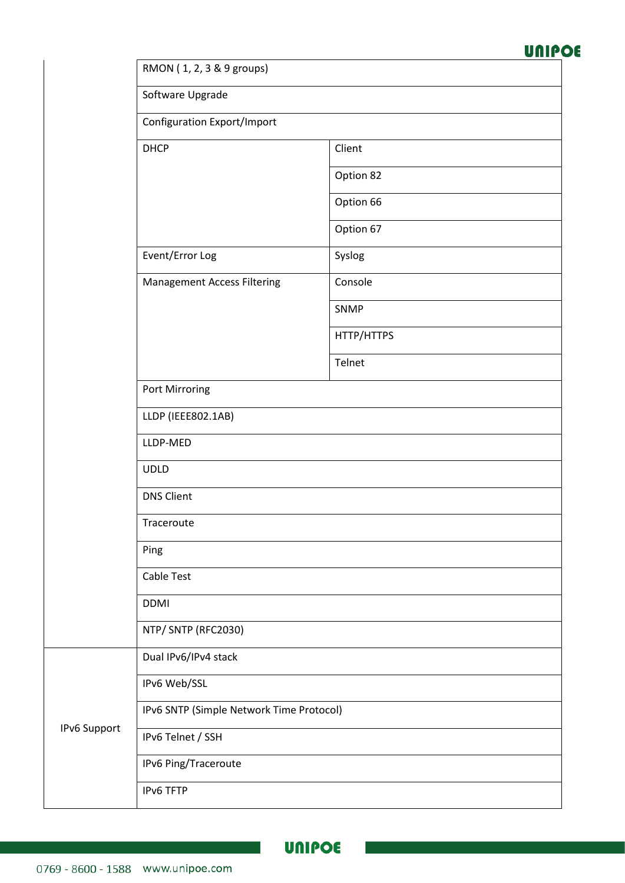| | | |
|---|---|---|
| | RMON ( 1, 2, 3 & 9 groups) | |
| | Software Upgrade | |
| | Configuration Export/Import | |
| | DHCP | Client |
| | | Option 82 |
| | | Option 66 |
| | | Option 67 |
| | Event/Error Log | Syslog |
| | Management Access Filtering | Console |
| | | SNMP |
| | | HTTP/HTTPS |
| | | Telnet |
| | Port Mirroring | |
| | LLDP (IEEE802.1AB) | |
| | LLDP-MED | |
| | UDLD | |
| | DNS Client | |
| | Traceroute | |
| | Ping | |
| | Cable Test | |
| | DDMI | |
| | NTP/ SNTP (RFC2030) | |
| IPv6 Support | Dual IPv6/IPv4 stack | |
| | IPv6 Web/SSL | |
| | IPv6 SNTP (Simple Network Time Protocol) | |
| | IPv6 Telnet / SSH | |
| | IPv6 Ping/Traceroute | |
| | IPv6 TFTP | |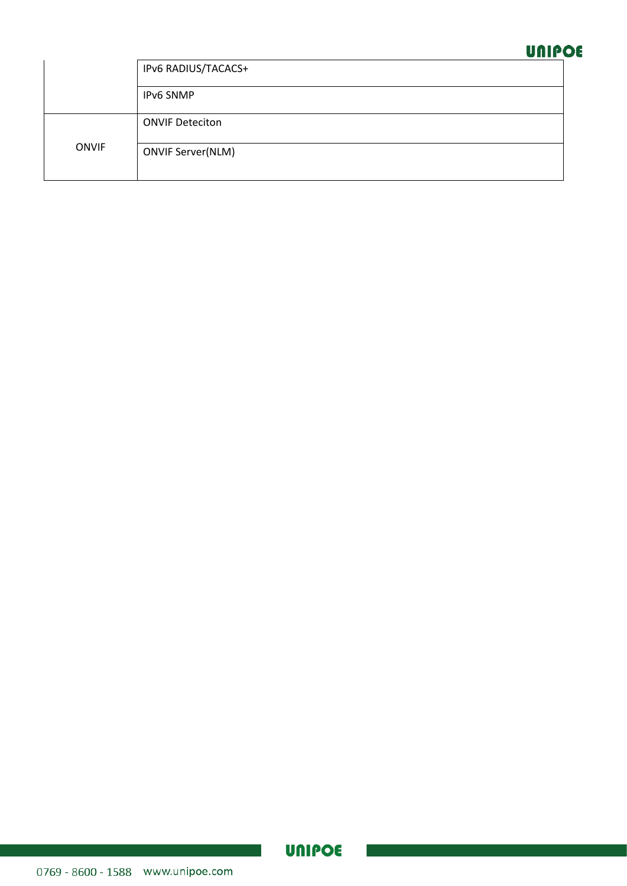| | |
|---|---|
| | IPv6 RADIUS/TACACS+ |
| | IPv6 SNMP |
| ONVIF | ONVIF Deteciton |
| | ONVIF Server(NLM) |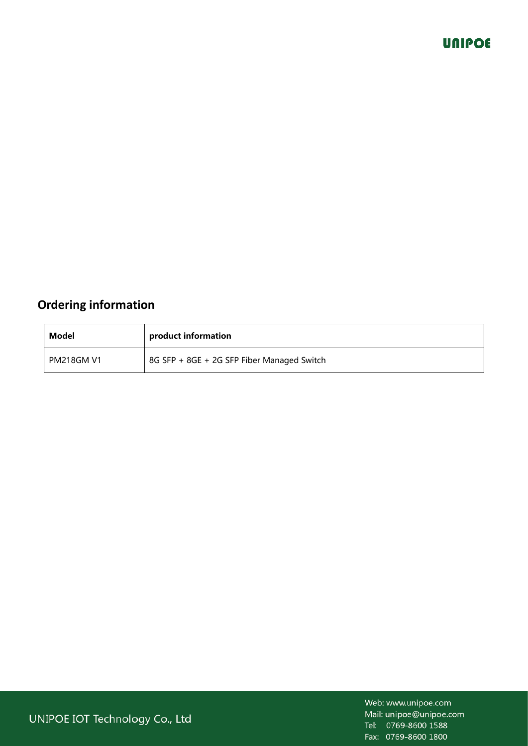## Ordering information

| Model | product information |
|---|---|
| PM218GM V1 | 8G SFP + 8GE + 2G SFP Fiber Managed Switch |